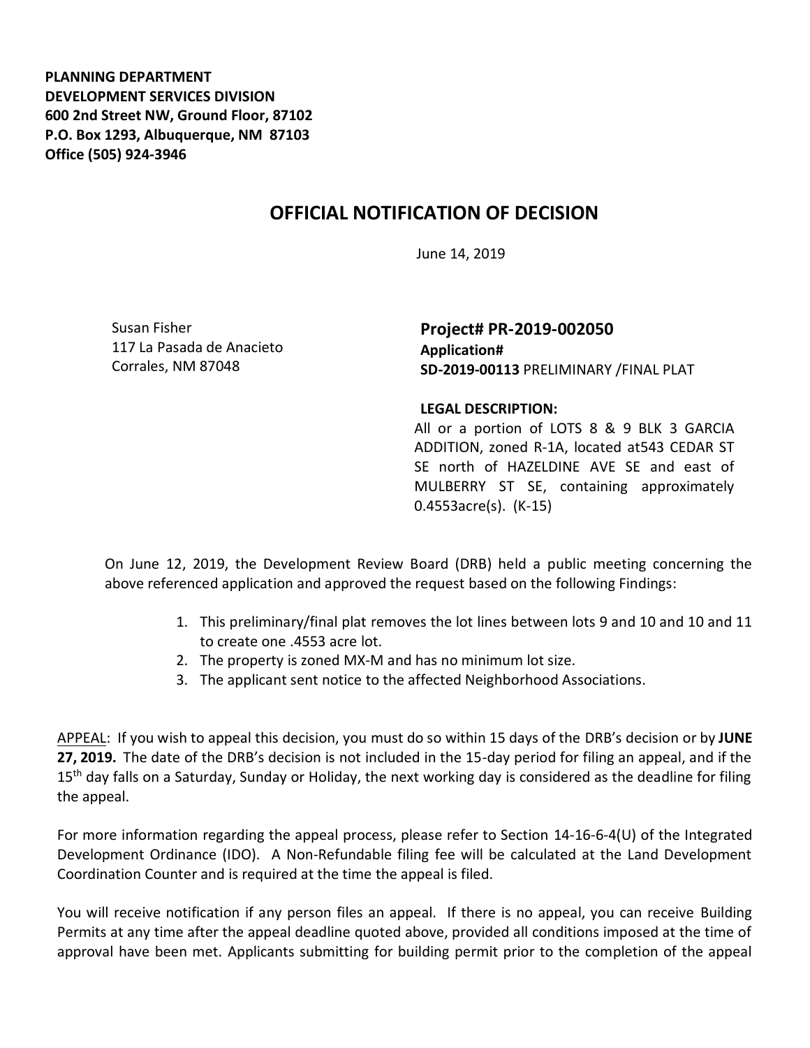**PLANNING DEPARTMENT**
**DEVELOPMENT SERVICES DIVISION**
**600 2nd Street NW, Ground Floor, 87102**
**P.O. Box 1293, Albuquerque, NM 87103**
**Office (505) 924-3946**

# OFFICIAL NOTIFICATION OF DECISION

June 14, 2019

Susan Fisher
117 La Pasada de Anacieto
Corrales, NM 87048

**Project# PR-2019-002050**
**Application#**
**SD-2019-00113** PRELIMINARY /FINAL PLAT

**LEGAL DESCRIPTION:**
All or a portion of LOTS 8 & 9 BLK 3 GARCIA ADDITION, zoned R-1A, located at543 CEDAR ST SE north of HAZELDINE AVE SE and east of MULBERRY ST SE, containing approximately 0.4553acre(s). (K-15)

On June 12, 2019, the Development Review Board (DRB) held a public meeting concerning the above referenced application and approved the request based on the following Findings:

1. This preliminary/final plat removes the lot lines between lots 9 and 10 and 10 and 11 to create one .4553 acre lot.
2. The property is zoned MX-M and has no minimum lot size.
3. The applicant sent notice to the affected Neighborhood Associations.

APPEAL: If you wish to appeal this decision, you must do so within 15 days of the DRB's decision or by **JUNE 27, 2019.** The date of the DRB's decision is not included in the 15-day period for filing an appeal, and if the 15th day falls on a Saturday, Sunday or Holiday, the next working day is considered as the deadline for filing the appeal.

For more information regarding the appeal process, please refer to Section 14-16-6-4(U) of the Integrated Development Ordinance (IDO). A Non-Refundable filing fee will be calculated at the Land Development Coordination Counter and is required at the time the appeal is filed.

You will receive notification if any person files an appeal. If there is no appeal, you can receive Building Permits at any time after the appeal deadline quoted above, provided all conditions imposed at the time of approval have been met. Applicants submitting for building permit prior to the completion of the appeal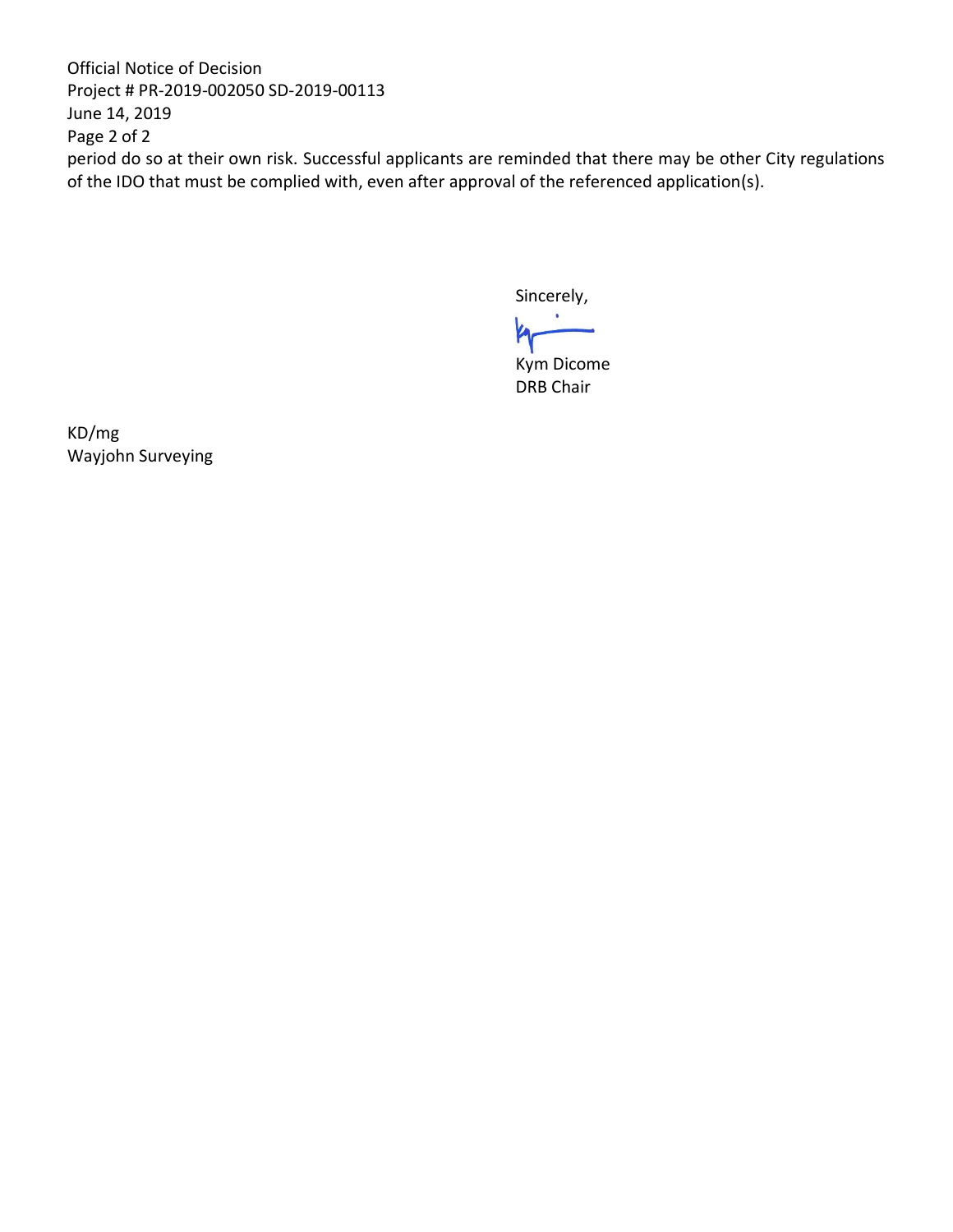period do so at their own risk. Successful applicants are reminded that there may be other City regulations of the IDO that must be complied with, even after approval of the referenced application(s).

Sincerely,

Kym Dicome
DRB Chair

KD/mg
Wayjohn Surveying